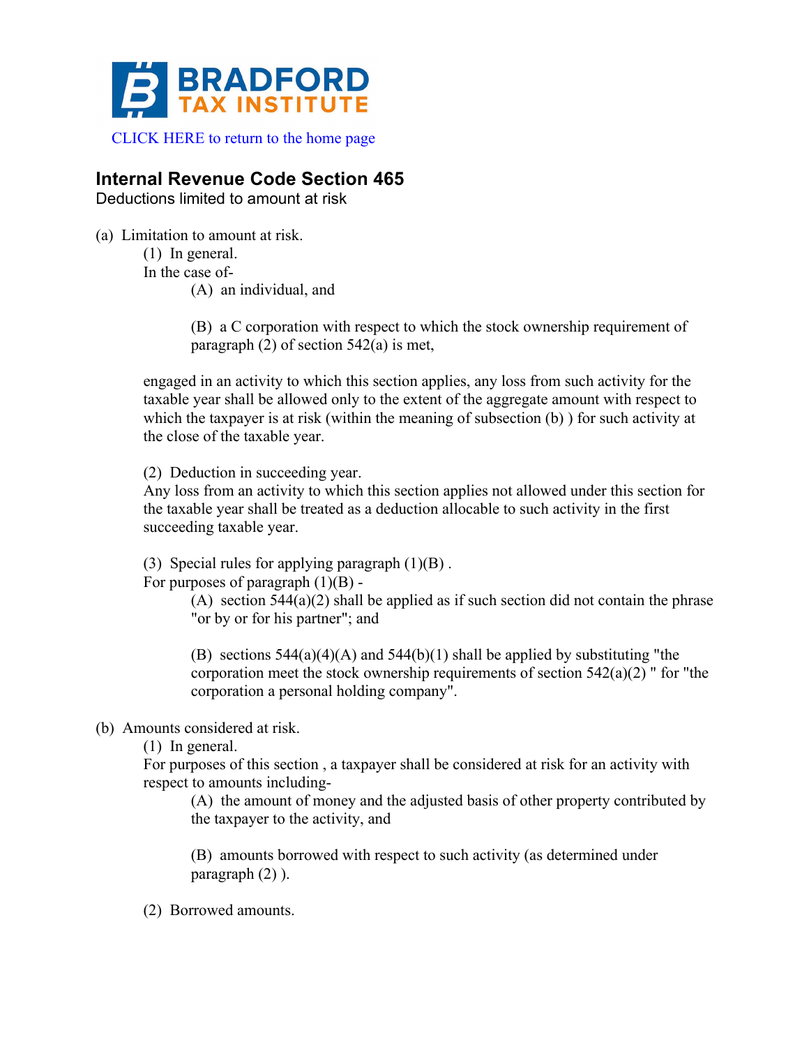# BRADFORD TAX INSTITUTE

CLICK HERE to return to the home page

## Internal Revenue Code Section 465

Deductions limited to amount at risk

(a) Limitation to amount at risk.

(1) In general.

In the case of-

(A) an individual, and

(B) a C corporation with respect to which the stock ownership requirement of paragraph (2) of section 542(a) is met,

engaged in an activity to which this section applies, any loss from such activity for the taxable year shall be allowed only to the extent of the aggregate amount with respect to which the taxpayer is at risk (within the meaning of subsection (b) ) for such activity at the close of the taxable year.

(2) Deduction in succeeding year.

Any loss from an activity to which this section applies not allowed under this section for the taxable year shall be treated as a deduction allocable to such activity in the first succeeding taxable year.

(3) Special rules for applying paragraph (1)(B) .

For purposes of paragraph (1)(B) -

(A) section 544(a)(2) shall be applied as if such section did not contain the phrase "or by or for his partner"; and

(B) sections 544(a)(4)(A) and 544(b)(1) shall be applied by substituting "the corporation meet the stock ownership requirements of section 542(a)(2) " for "the corporation a personal holding company".

(b) Amounts considered at risk.

(1) In general.

For purposes of this section , a taxpayer shall be considered at risk for an activity with respect to amounts including-

(A) the amount of money and the adjusted basis of other property contributed by the taxpayer to the activity, and

(B) amounts borrowed with respect to such activity (as determined under paragraph (2) ).

(2) Borrowed amounts.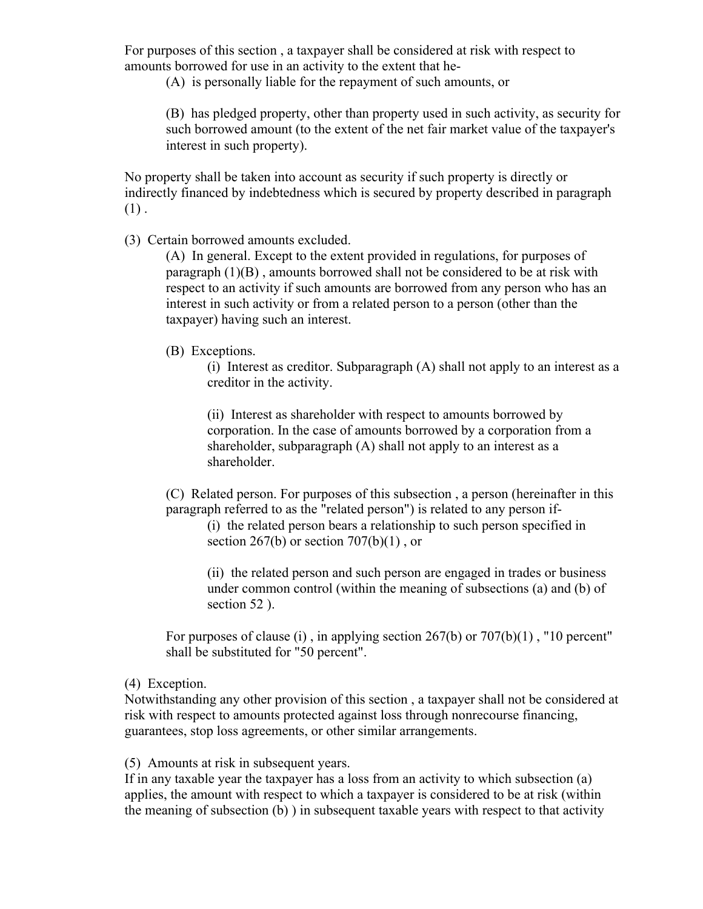For purposes of this section , a taxpayer shall be considered at risk with respect to amounts borrowed for use in an activity to the extent that he-

(A) is personally liable for the repayment of such amounts, or

(B) has pledged property, other than property used in such activity, as security for such borrowed amount (to the extent of the net fair market value of the taxpayer's interest in such property).

No property shall be taken into account as security if such property is directly or indirectly financed by indebtedness which is secured by property described in paragraph (1) .

(3) Certain borrowed amounts excluded.

(A) In general. Except to the extent provided in regulations, for purposes of paragraph (1)(B) , amounts borrowed shall not be considered to be at risk with respect to an activity if such amounts are borrowed from any person who has an interest in such activity or from a related person to a person (other than the taxpayer) having such an interest.

(B) Exceptions.

(i) Interest as creditor. Subparagraph (A) shall not apply to an interest as a creditor in the activity.

(ii) Interest as shareholder with respect to amounts borrowed by corporation. In the case of amounts borrowed by a corporation from a shareholder, subparagraph (A) shall not apply to an interest as a shareholder.

(C) Related person. For purposes of this subsection , a person (hereinafter in this paragraph referred to as the "related person") is related to any person if-

(i) the related person bears a relationship to such person specified in section 267(b) or section 707(b)(1) , or

(ii) the related person and such person are engaged in trades or business under common control (within the meaning of subsections (a) and (b) of section 52 ).

For purposes of clause (i) , in applying section 267(b) or 707(b)(1) , "10 percent" shall be substituted for "50 percent".

(4) Exception.

Notwithstanding any other provision of this section , a taxpayer shall not be considered at risk with respect to amounts protected against loss through nonrecourse financing, guarantees, stop loss agreements, or other similar arrangements.

(5) Amounts at risk in subsequent years.

If in any taxable year the taxpayer has a loss from an activity to which subsection (a) applies, the amount with respect to which a taxpayer is considered to be at risk (within the meaning of subsection (b) ) in subsequent taxable years with respect to that activity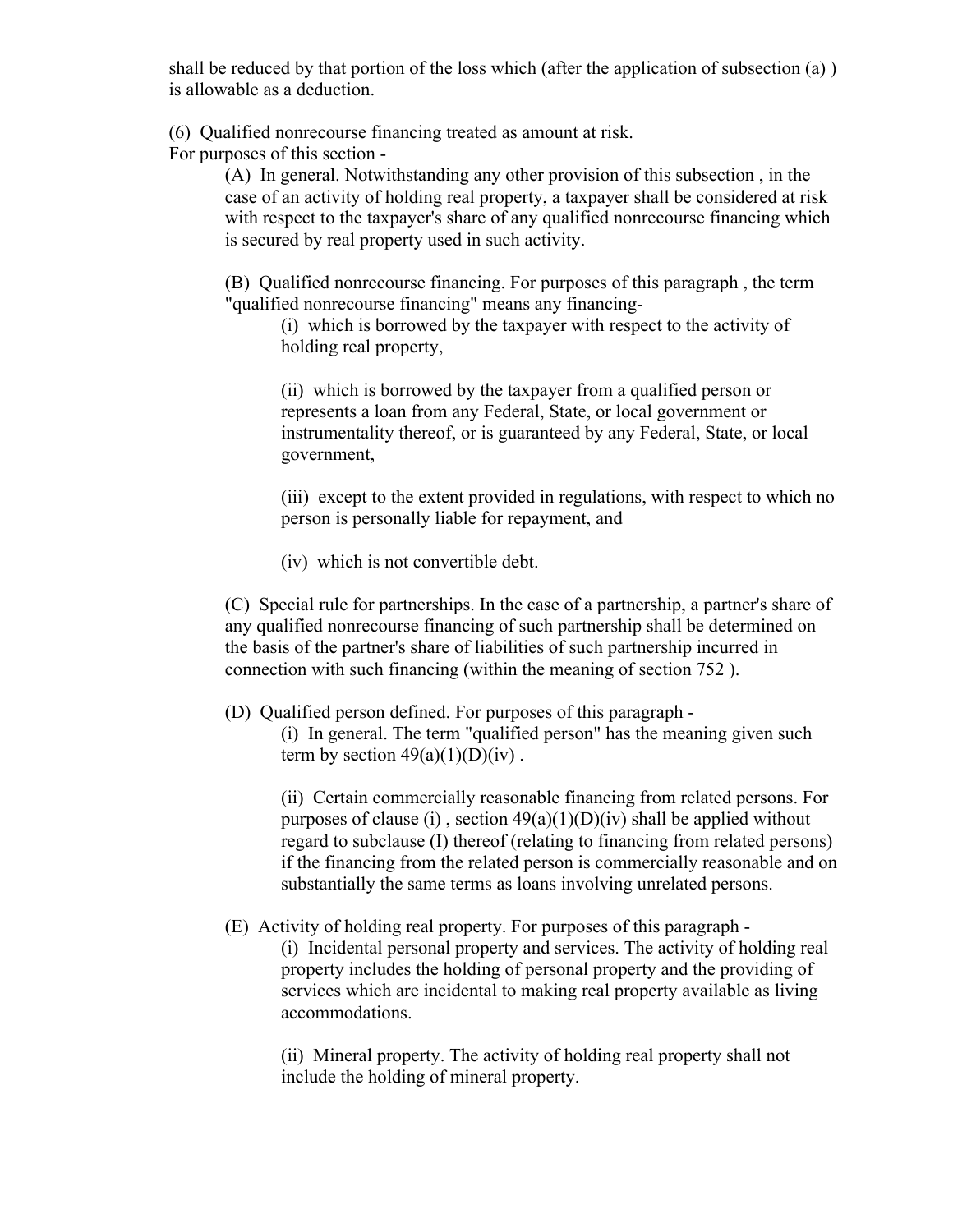shall be reduced by that portion of the loss which (after the application of subsection (a) ) is allowable as a deduction.

(6) Qualified nonrecourse financing treated as amount at risk.
For purposes of this section -

(A) In general. Notwithstanding any other provision of this subsection , in the case of an activity of holding real property, a taxpayer shall be considered at risk with respect to the taxpayer's share of any qualified nonrecourse financing which is secured by real property used in such activity.

(B) Qualified nonrecourse financing. For purposes of this paragraph , the term "qualified nonrecourse financing" means any financing-

(i) which is borrowed by the taxpayer with respect to the activity of holding real property,

(ii) which is borrowed by the taxpayer from a qualified person or represents a loan from any Federal, State, or local government or instrumentality thereof, or is guaranteed by any Federal, State, or local government,

(iii) except to the extent provided in regulations, with respect to which no person is personally liable for repayment, and

(iv) which is not convertible debt.

(C) Special rule for partnerships. In the case of a partnership, a partner's share of any qualified nonrecourse financing of such partnership shall be determined on the basis of the partner's share of liabilities of such partnership incurred in connection with such financing (within the meaning of section 752 ).

(D) Qualified person defined. For purposes of this paragraph -

(i) In general. The term "qualified person" has the meaning given such term by section 49(a)(1)(D)(iv) .

(ii) Certain commercially reasonable financing from related persons. For purposes of clause (i) , section 49(a)(1)(D)(iv) shall be applied without regard to subclause (I) thereof (relating to financing from related persons) if the financing from the related person is commercially reasonable and on substantially the same terms as loans involving unrelated persons.

(E) Activity of holding real property. For purposes of this paragraph -

(i) Incidental personal property and services. The activity of holding real property includes the holding of personal property and the providing of services which are incidental to making real property available as living accommodations.

(ii) Mineral property. The activity of holding real property shall not include the holding of mineral property.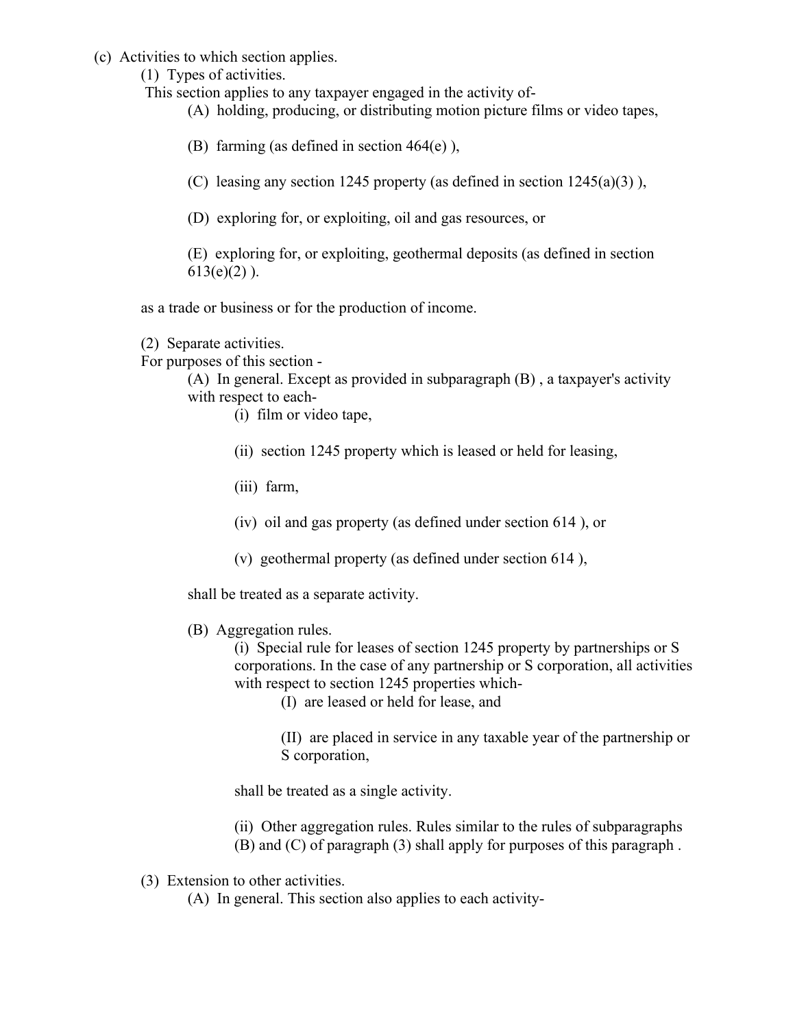(c) Activities to which section applies.

(1) Types of activities.

This section applies to any taxpayer engaged in the activity of-

(A) holding, producing, or distributing motion picture films or video tapes,

(B) farming (as defined in section 464(e) ),

(C) leasing any section 1245 property (as defined in section 1245(a)(3) ),

(D) exploring for, or exploiting, oil and gas resources, or

(E) exploring for, or exploiting, geothermal deposits (as defined in section 613(e)(2) ).

as a trade or business or for the production of income.

(2) Separate activities.

For purposes of this section -

(A) In general. Except as provided in subparagraph (B) , a taxpayer's activity with respect to each-

(i) film or video tape,

(ii) section 1245 property which is leased or held for leasing,

(iii) farm,

(iv) oil and gas property (as defined under section 614 ), or

(v) geothermal property (as defined under section 614 ),

shall be treated as a separate activity.

(B) Aggregation rules.

(i) Special rule for leases of section 1245 property by partnerships or S corporations. In the case of any partnership or S corporation, all activities with respect to section 1245 properties which-

(I) are leased or held for lease, and

(II) are placed in service in any taxable year of the partnership or S corporation,

shall be treated as a single activity.

(ii) Other aggregation rules. Rules similar to the rules of subparagraphs (B) and (C) of paragraph (3) shall apply for purposes of this paragraph .

(3) Extension to other activities.

(A) In general. This section also applies to each activity-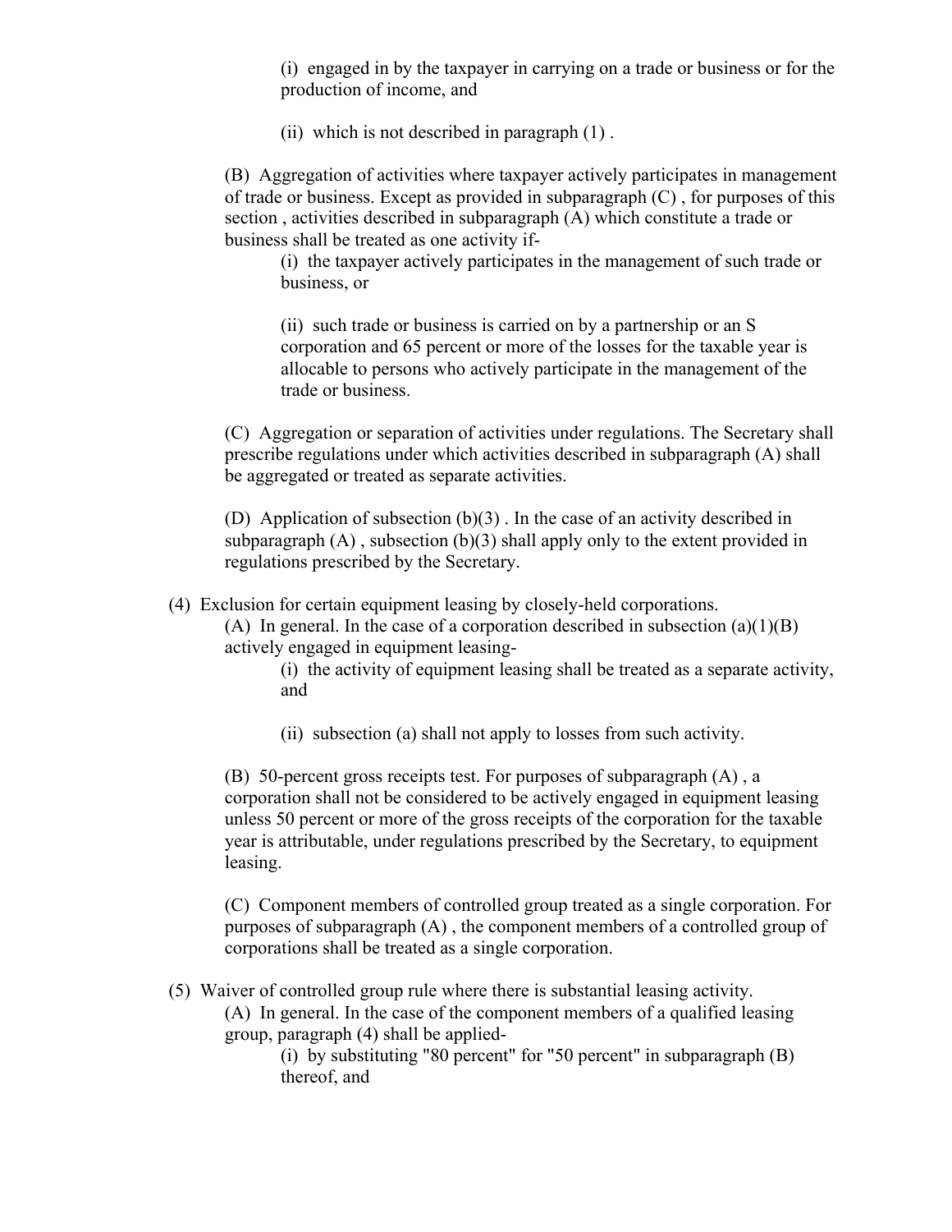(i) engaged in by the taxpayer in carrying on a trade or business or for the production of income, and

(ii) which is not described in paragraph (1) .

(B) Aggregation of activities where taxpayer actively participates in management of trade or business. Except as provided in subparagraph (C) , for purposes of this section , activities described in subparagraph (A) which constitute a trade or business shall be treated as one activity if-

(i) the taxpayer actively participates in the management of such trade or business, or

(ii) such trade or business is carried on by a partnership or an S corporation and 65 percent or more of the losses for the taxable year is allocable to persons who actively participate in the management of the trade or business.

(C) Aggregation or separation of activities under regulations. The Secretary shall prescribe regulations under which activities described in subparagraph (A) shall be aggregated or treated as separate activities.

(D) Application of subsection (b)(3) . In the case of an activity described in subparagraph (A) , subsection (b)(3) shall apply only to the extent provided in regulations prescribed by the Secretary.

(4) Exclusion for certain equipment leasing by closely-held corporations.

(A) In general. In the case of a corporation described in subsection (a)(1)(B) actively engaged in equipment leasing-

(i) the activity of equipment leasing shall be treated as a separate activity, and

(ii) subsection (a) shall not apply to losses from such activity.

(B) 50-percent gross receipts test. For purposes of subparagraph (A) , a corporation shall not be considered to be actively engaged in equipment leasing unless 50 percent or more of the gross receipts of the corporation for the taxable year is attributable, under regulations prescribed by the Secretary, to equipment leasing.

(C) Component members of controlled group treated as a single corporation. For purposes of subparagraph (A) , the component members of a controlled group of corporations shall be treated as a single corporation.

(5) Waiver of controlled group rule where there is substantial leasing activity.

(A) In general. In the case of the component members of a qualified leasing group, paragraph (4) shall be applied-

(i) by substituting "80 percent" for "50 percent" in subparagraph (B) thereof, and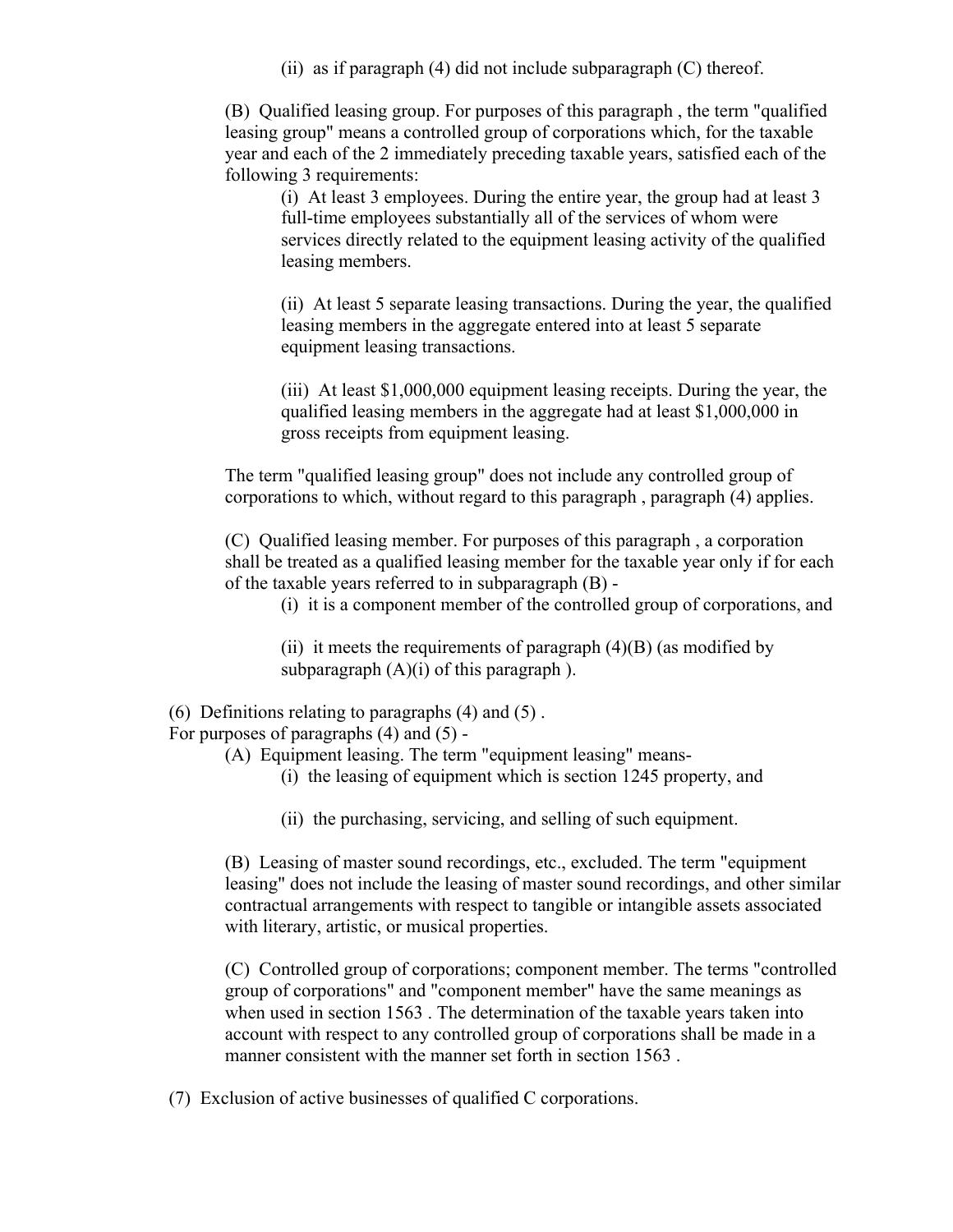(ii) as if paragraph (4) did not include subparagraph (C) thereof.

(B) Qualified leasing group. For purposes of this paragraph , the term "qualified leasing group" means a controlled group of corporations which, for the taxable year and each of the 2 immediately preceding taxable years, satisfied each of the following 3 requirements:

(i) At least 3 employees. During the entire year, the group had at least 3 full-time employees substantially all of the services of whom were services directly related to the equipment leasing activity of the qualified leasing members.

(ii) At least 5 separate leasing transactions. During the year, the qualified leasing members in the aggregate entered into at least 5 separate equipment leasing transactions.

(iii) At least $1,000,000 equipment leasing receipts. During the year, the qualified leasing members in the aggregate had at least $1,000,000 in gross receipts from equipment leasing.

The term "qualified leasing group" does not include any controlled group of corporations to which, without regard to this paragraph , paragraph (4) applies.

(C) Qualified leasing member. For purposes of this paragraph , a corporation shall be treated as a qualified leasing member for the taxable year only if for each of the taxable years referred to in subparagraph (B) -

(i) it is a component member of the controlled group of corporations, and

(ii) it meets the requirements of paragraph (4)(B) (as modified by subparagraph (A)(i) of this paragraph ).

(6) Definitions relating to paragraphs (4) and (5) .
For purposes of paragraphs (4) and (5) -

(A) Equipment leasing. The term "equipment leasing" means-

(i) the leasing of equipment which is section 1245 property, and

(ii) the purchasing, servicing, and selling of such equipment.

(B) Leasing of master sound recordings, etc., excluded. The term "equipment leasing" does not include the leasing of master sound recordings, and other similar contractual arrangements with respect to tangible or intangible assets associated with literary, artistic, or musical properties.

(C) Controlled group of corporations; component member. The terms "controlled group of corporations" and "component member" have the same meanings as when used in section 1563 . The determination of the taxable years taken into account with respect to any controlled group of corporations shall be made in a manner consistent with the manner set forth in section 1563 .

(7) Exclusion of active businesses of qualified C corporations.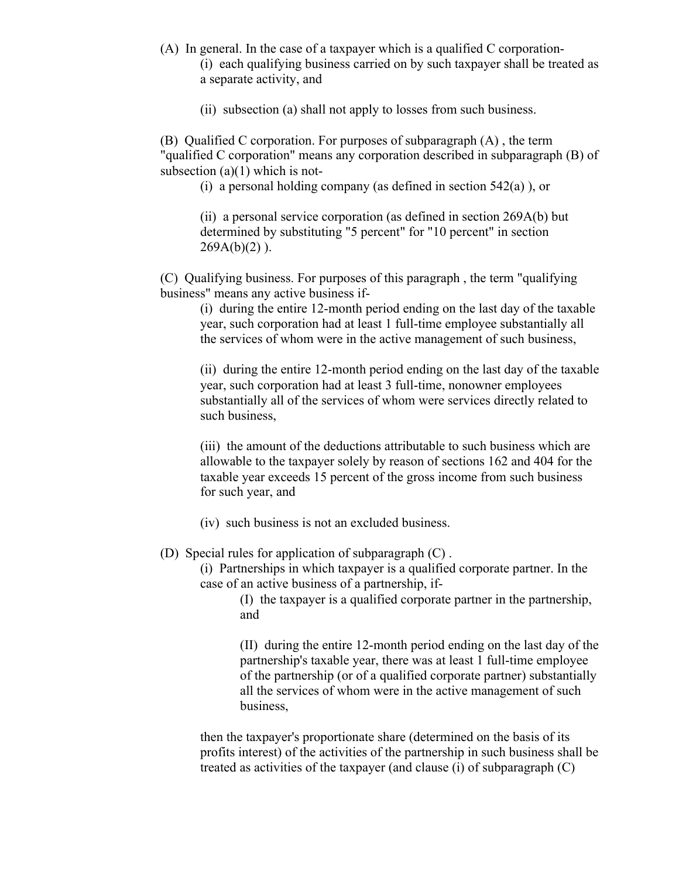(A) In general. In the case of a taxpayer which is a qualified C corporation-

(i) each qualifying business carried on by such taxpayer shall be treated as a separate activity, and

(ii) subsection (a) shall not apply to losses from such business.

(B) Qualified C corporation. For purposes of subparagraph (A) , the term "qualified C corporation" means any corporation described in subparagraph (B) of subsection (a)(1) which is not-

(i) a personal holding company (as defined in section 542(a) ), or

(ii) a personal service corporation (as defined in section 269A(b) but determined by substituting "5 percent" for "10 percent" in section 269A(b)(2) ).

(C) Qualifying business. For purposes of this paragraph , the term "qualifying business" means any active business if-

(i) during the entire 12-month period ending on the last day of the taxable year, such corporation had at least 1 full-time employee substantially all the services of whom were in the active management of such business,

(ii) during the entire 12-month period ending on the last day of the taxable year, such corporation had at least 3 full-time, nonowner employees substantially all of the services of whom were services directly related to such business,

(iii) the amount of the deductions attributable to such business which are allowable to the taxpayer solely by reason of sections 162 and 404 for the taxable year exceeds 15 percent of the gross income from such business for such year, and

(iv) such business is not an excluded business.

(D) Special rules for application of subparagraph (C) .

(i) Partnerships in which taxpayer is a qualified corporate partner. In the case of an active business of a partnership, if-

(I) the taxpayer is a qualified corporate partner in the partnership, and

(II) during the entire 12-month period ending on the last day of the partnership's taxable year, there was at least 1 full-time employee of the partnership (or of a qualified corporate partner) substantially all the services of whom were in the active management of such business,

then the taxpayer's proportionate share (determined on the basis of its profits interest) of the activities of the partnership in such business shall be treated as activities of the taxpayer (and clause (i) of subparagraph (C)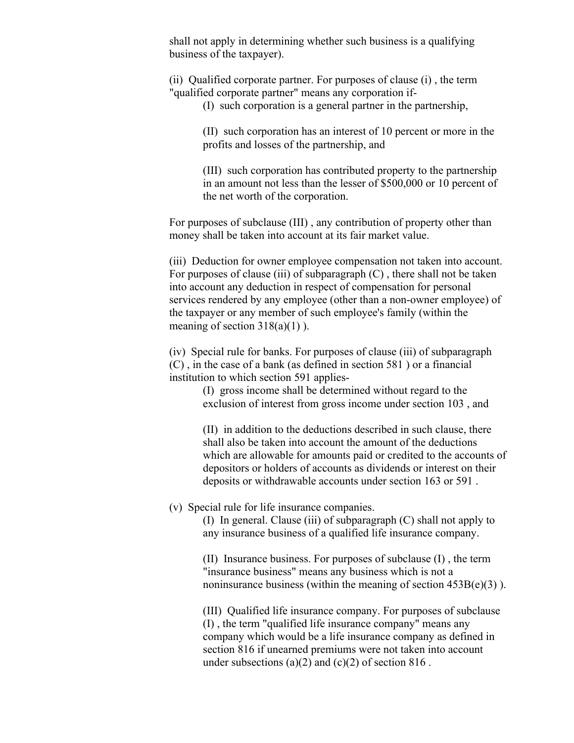shall not apply in determining whether such business is a qualifying business of the taxpayer).

(ii) Qualified corporate partner. For purposes of clause (i) , the term "qualified corporate partner" means any corporation if-

(I) such corporation is a general partner in the partnership,

(II) such corporation has an interest of 10 percent or more in the profits and losses of the partnership, and

(III) such corporation has contributed property to the partnership in an amount not less than the lesser of $500,000 or 10 percent of the net worth of the corporation.

For purposes of subclause (III) , any contribution of property other than money shall be taken into account at its fair market value.

(iii) Deduction for owner employee compensation not taken into account. For purposes of clause (iii) of subparagraph (C) , there shall not be taken into account any deduction in respect of compensation for personal services rendered by any employee (other than a non-owner employee) of the taxpayer or any member of such employee's family (within the meaning of section 318(a)(1) ).

(iv) Special rule for banks. For purposes of clause (iii) of subparagraph (C) , in the case of a bank (as defined in section 581 ) or a financial institution to which section 591 applies-

(I) gross income shall be determined without regard to the exclusion of interest from gross income under section 103 , and

(II) in addition to the deductions described in such clause, there shall also be taken into account the amount of the deductions which are allowable for amounts paid or credited to the accounts of depositors or holders of accounts as dividends or interest on their deposits or withdrawable accounts under section 163 or 591 .

(v) Special rule for life insurance companies.

(I) In general. Clause (iii) of subparagraph (C) shall not apply to any insurance business of a qualified life insurance company.

(II) Insurance business. For purposes of subclause (I) , the term "insurance business" means any business which is not a noninsurance business (within the meaning of section 453B(e)(3) ).

(III) Qualified life insurance company. For purposes of subclause (I) , the term "qualified life insurance company" means any company which would be a life insurance company as defined in section 816 if unearned premiums were not taken into account under subsections (a)(2) and (c)(2) of section 816 .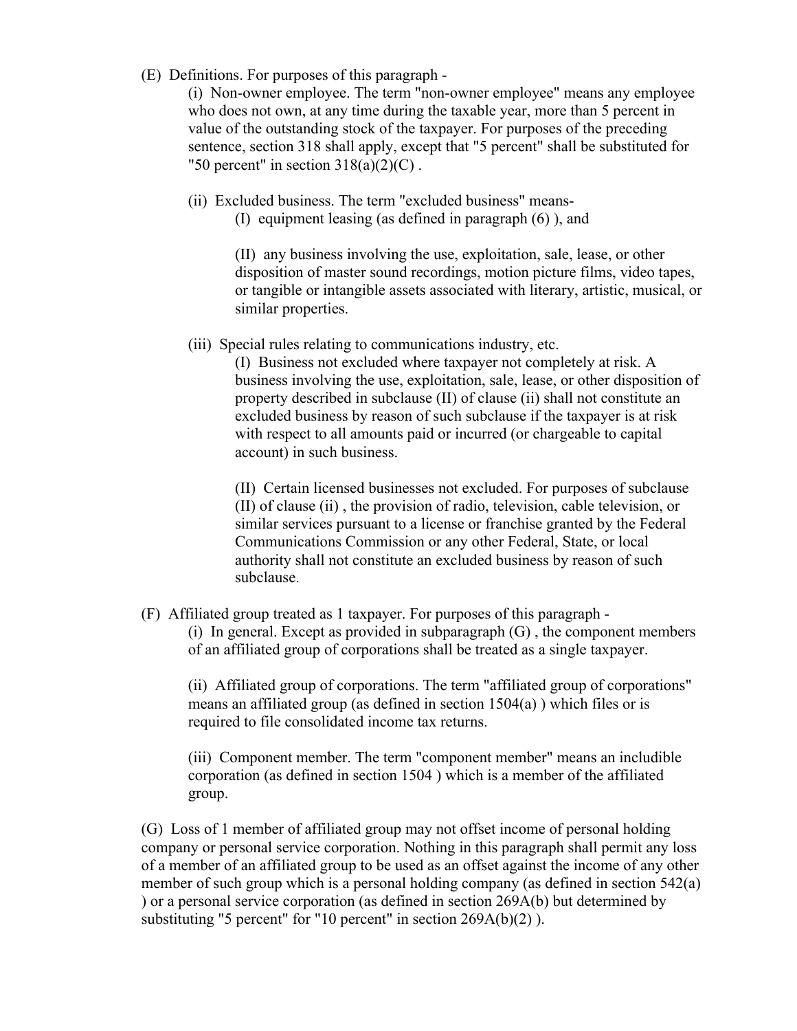(E) Definitions. For purposes of this paragraph -

(i) Non-owner employee. The term "non-owner employee" means any employee who does not own, at any time during the taxable year, more than 5 percent in value of the outstanding stock of the taxpayer. For purposes of the preceding sentence, section 318 shall apply, except that "5 percent" shall be substituted for "50 percent" in section 318(a)(2)(C) .

(ii) Excluded business. The term "excluded business" means-

(I) equipment leasing (as defined in paragraph (6) ), and

(II) any business involving the use, exploitation, sale, lease, or other disposition of master sound recordings, motion picture films, video tapes, or tangible or intangible assets associated with literary, artistic, musical, or similar properties.

(iii) Special rules relating to communications industry, etc.

(I) Business not excluded where taxpayer not completely at risk. A business involving the use, exploitation, sale, lease, or other disposition of property described in subclause (II) of clause (ii) shall not constitute an excluded business by reason of such subclause if the taxpayer is at risk with respect to all amounts paid or incurred (or chargeable to capital account) in such business.

(II) Certain licensed businesses not excluded. For purposes of subclause (II) of clause (ii) , the provision of radio, television, cable television, or similar services pursuant to a license or franchise granted by the Federal Communications Commission or any other Federal, State, or local authority shall not constitute an excluded business by reason of such subclause.

(F) Affiliated group treated as 1 taxpayer. For purposes of this paragraph -

(i) In general. Except as provided in subparagraph (G) , the component members of an affiliated group of corporations shall be treated as a single taxpayer.

(ii) Affiliated group of corporations. The term "affiliated group of corporations" means an affiliated group (as defined in section 1504(a) ) which files or is required to file consolidated income tax returns.

(iii) Component member. The term "component member" means an includible corporation (as defined in section 1504 ) which is a member of the affiliated group.

(G) Loss of 1 member of affiliated group may not offset income of personal holding company or personal service corporation. Nothing in this paragraph shall permit any loss of a member of an affiliated group to be used as an offset against the income of any other member of such group which is a personal holding company (as defined in section 542(a) ) or a personal service corporation (as defined in section 269A(b) but determined by substituting "5 percent" for "10 percent" in section 269A(b)(2) ).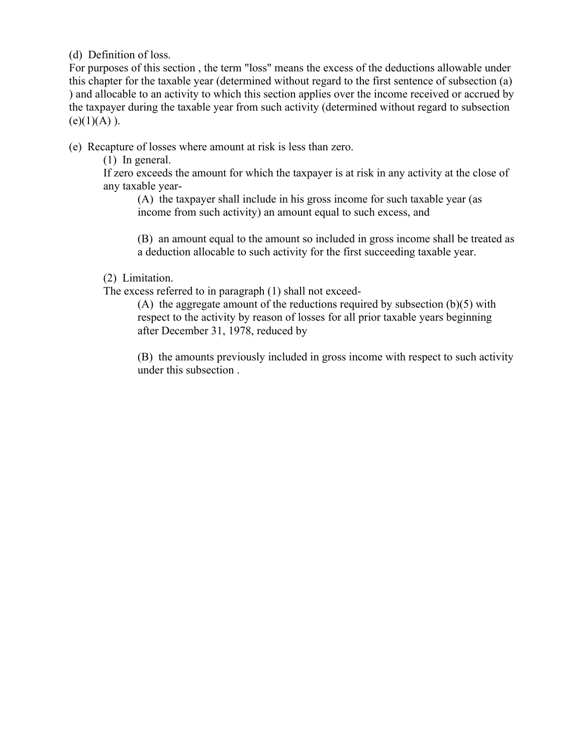(d) Definition of loss.

For purposes of this section , the term "loss" means the excess of the deductions allowable under this chapter for the taxable year (determined without regard to the first sentence of subsection (a) ) and allocable to an activity to which this section applies over the income received or accrued by the taxpayer during the taxable year from such activity (determined without regard to subsection (e)(1)(A) ).

(e) Recapture of losses where amount at risk is less than zero.

(1) In general.

If zero exceeds the amount for which the taxpayer is at risk in any activity at the close of any taxable year-

(A) the taxpayer shall include in his gross income for such taxable year (as income from such activity) an amount equal to such excess, and

(B) an amount equal to the amount so included in gross income shall be treated as a deduction allocable to such activity for the first succeeding taxable year.

(2) Limitation.

The excess referred to in paragraph (1) shall not exceed-

(A) the aggregate amount of the reductions required by subsection (b)(5) with respect to the activity by reason of losses for all prior taxable years beginning after December 31, 1978, reduced by

(B) the amounts previously included in gross income with respect to such activity under this subsection .